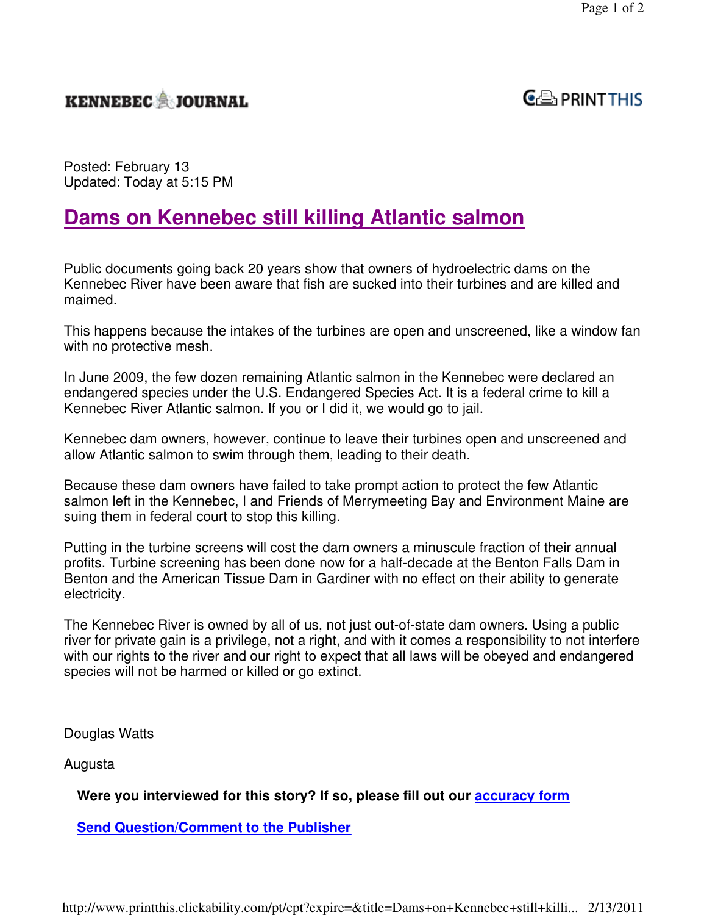KENNEBEC JOURNAL

PRINT THIS

Posted: February 13
Updated: Today at 5:15 PM

# Dams on Kennebec still killing Atlantic salmon

Public documents going back 20 years show that owners of hydroelectric dams on the Kennebec River have been aware that fish are sucked into their turbines and are killed and maimed.

This happens because the intakes of the turbines are open and unscreened, like a window fan with no protective mesh.

In June 2009, the few dozen remaining Atlantic salmon in the Kennebec were declared an endangered species under the U.S. Endangered Species Act. It is a federal crime to kill a Kennebec River Atlantic salmon. If you or I did it, we would go to jail.

Kennebec dam owners, however, continue to leave their turbines open and unscreened and allow Atlantic salmon to swim through them, leading to their death.

Because these dam owners have failed to take prompt action to protect the few Atlantic salmon left in the Kennebec, I and Friends of Merrymeeting Bay and Environment Maine are suing them in federal court to stop this killing.

Putting in the turbine screens will cost the dam owners a minuscule fraction of their annual profits. Turbine screening has been done now for a half-decade at the Benton Falls Dam in Benton and the American Tissue Dam in Gardiner with no effect on their ability to generate electricity.

The Kennebec River is owned by all of us, not just out-of-state dam owners. Using a public river for private gain is a privilege, not a right, and with it comes a responsibility to not interfere with our rights to the river and our right to expect that all laws will be obeyed and endangered species will not be harmed or killed or go extinct.

Douglas Watts

Augusta

**Were you interviewed for this story? If so, please fill out our accuracy form**

**Send Question/Comment to the Publisher**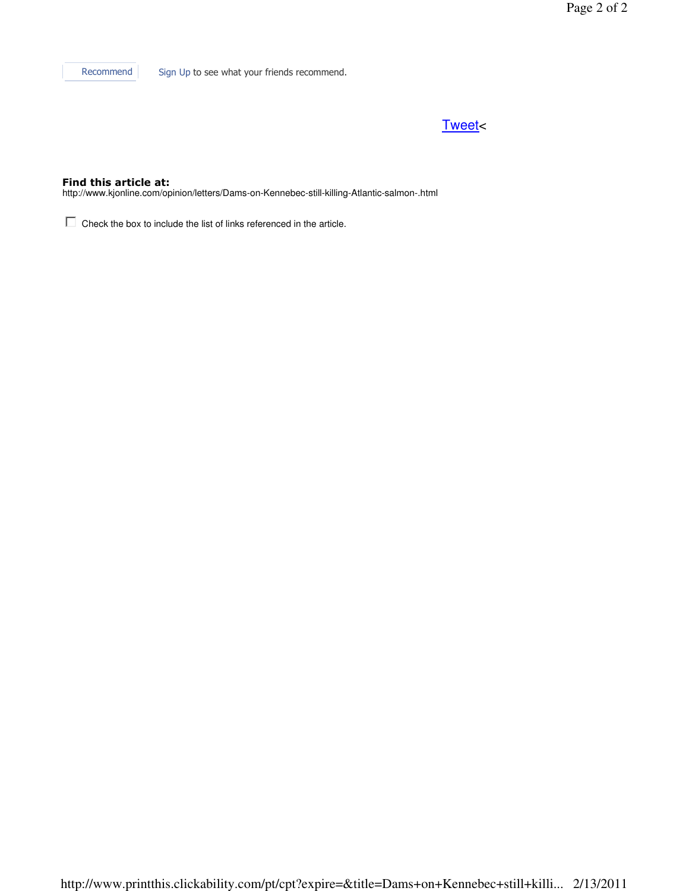Recommend    Sign Up to see what your friends recommend.

Tweet<

**Find this article at:**
http://www.kjonline.com/opinion/letters/Dams-on-Kennebec-still-killing-Atlantic-salmon-.html

☐ Check the box to include the list of links referenced in the article.